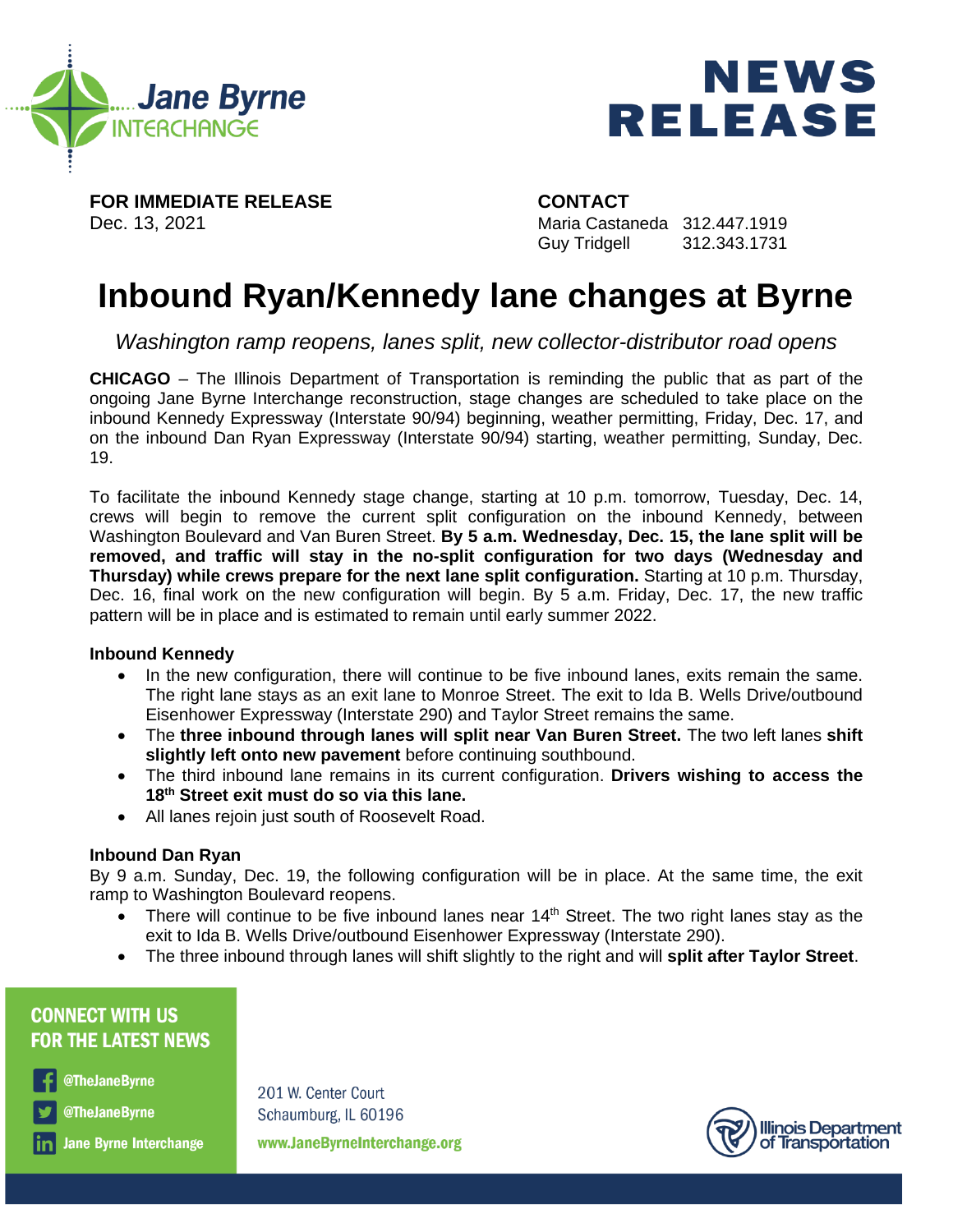Jane Byrne INTERCHANGE

# NEWS RELEASE

**FOR IMMEDIATE RELEASE**
Dec. 13, 2021

**CONTACT**
Maria Castaneda 312.447.1919
Guy Tridgell 312.343.1731

# Inbound Ryan/Kennedy lane changes at Byrne

*Washington ramp reopens, lanes split, new collector-distributor road opens*

**CHICAGO** – The Illinois Department of Transportation is reminding the public that as part of the ongoing Jane Byrne Interchange reconstruction, stage changes are scheduled to take place on the inbound Kennedy Expressway (Interstate 90/94) beginning, weather permitting, Friday, Dec. 17, and on the inbound Dan Ryan Expressway (Interstate 90/94) starting, weather permitting, Sunday, Dec. 19.

To facilitate the inbound Kennedy stage change, starting at 10 p.m. tomorrow, Tuesday, Dec. 14, crews will begin to remove the current split configuration on the inbound Kennedy, between Washington Boulevard and Van Buren Street. **By 5 a.m. Wednesday, Dec. 15, the lane split will be removed, and traffic will stay in the no-split configuration for two days (Wednesday and Thursday) while crews prepare for the next lane split configuration.** Starting at 10 p.m. Thursday, Dec. 16, final work on the new configuration will begin. By 5 a.m. Friday, Dec. 17, the new traffic pattern will be in place and is estimated to remain until early summer 2022.

**Inbound Kennedy**

- In the new configuration, there will continue to be five inbound lanes, exits remain the same. The right lane stays as an exit lane to Monroe Street. The exit to Ida B. Wells Drive/outbound Eisenhower Expressway (Interstate 290) and Taylor Street remains the same.
- The **three inbound through lanes will split near Van Buren Street.** The two left lanes **shift slightly left onto new pavement** before continuing southbound.
- The third inbound lane remains in its current configuration. **Drivers wishing to access the 18th Street exit must do so via this lane.**
- All lanes rejoin just south of Roosevelt Road.

**Inbound Dan Ryan**

By 9 a.m. Sunday, Dec. 19, the following configuration will be in place. At the same time, the exit ramp to Washington Boulevard reopens.

- There will continue to be five inbound lanes near 14th Street. The two right lanes stay as the exit to Ida B. Wells Drive/outbound Eisenhower Expressway (Interstate 290).
- The three inbound through lanes will shift slightly to the right and will **split after Taylor Street**.

**CONNECT WITH US FOR THE LATEST NEWS**
@TheJaneByrne
@TheJaneByrne
Jane Byrne Interchange

201 W. Center Court
Schaumburg, IL 60196
www.JaneByrneInterchange.org

Illinois Department of Transportation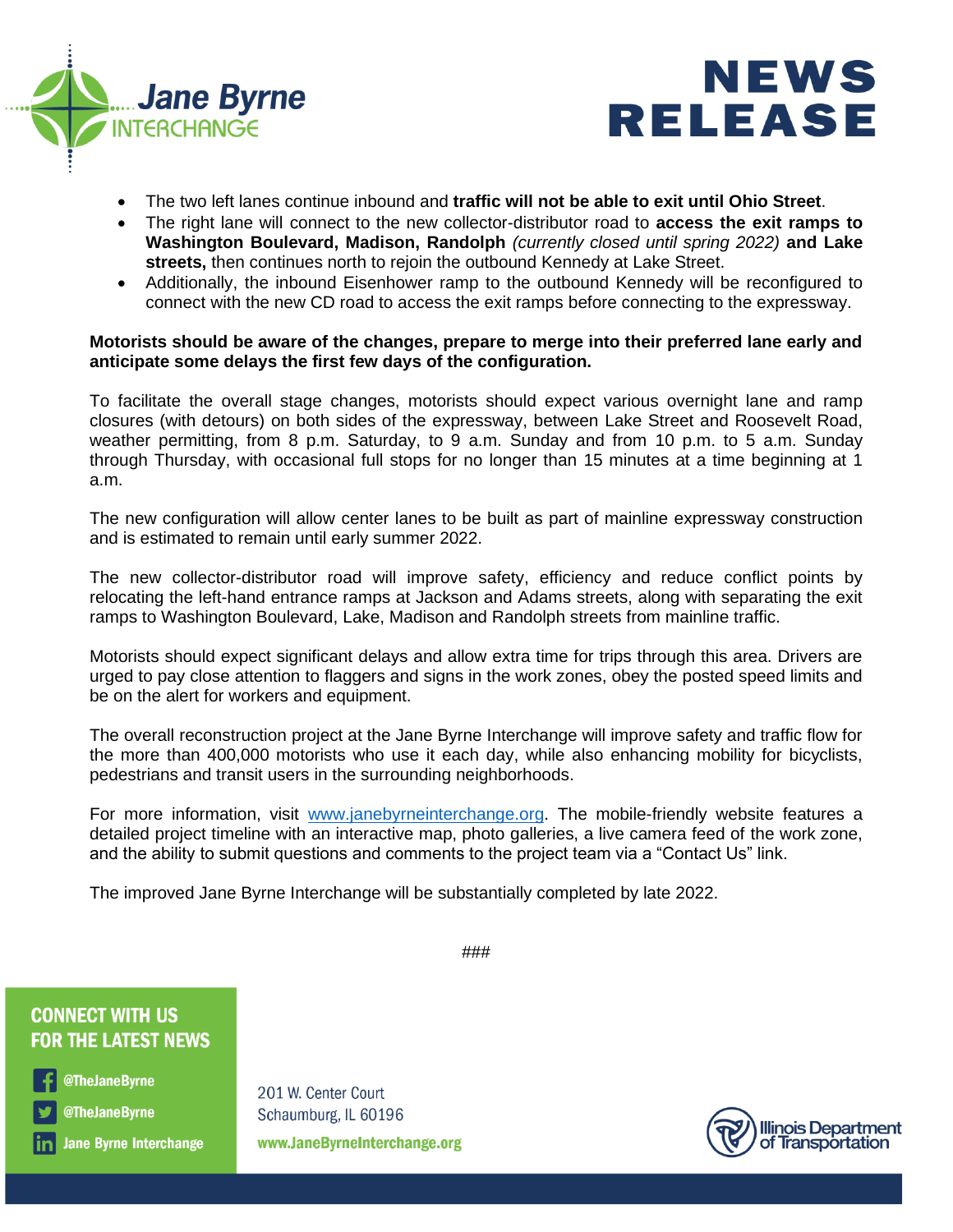- The two left lanes continue inbound and **traffic will not be able to exit until Ohio Street**.
- The right lane will connect to the new collector-distributor road to **access the exit ramps to Washington Boulevard, Madison, Randolph** *(currently closed until spring 2022)* **and Lake streets,** then continues north to rejoin the outbound Kennedy at Lake Street.
- Additionally, the inbound Eisenhower ramp to the outbound Kennedy will be reconfigured to connect with the new CD road to access the exit ramps before connecting to the expressway.

**Motorists should be aware of the changes, prepare to merge into their preferred lane early and anticipate some delays the first few days of the configuration.**

To facilitate the overall stage changes, motorists should expect various overnight lane and ramp closures (with detours) on both sides of the expressway, between Lake Street and Roosevelt Road, weather permitting, from 8 p.m. Saturday, to 9 a.m. Sunday and from 10 p.m. to 5 a.m. Sunday through Thursday, with occasional full stops for no longer than 15 minutes at a time beginning at 1 a.m.

The new configuration will allow center lanes to be built as part of mainline expressway construction and is estimated to remain until early summer 2022.

The new collector-distributor road will improve safety, efficiency and reduce conflict points by relocating the left-hand entrance ramps at Jackson and Adams streets, along with separating the exit ramps to Washington Boulevard, Lake, Madison and Randolph streets from mainline traffic.

Motorists should expect significant delays and allow extra time for trips through this area. Drivers are urged to pay close attention to flaggers and signs in the work zones, obey the posted speed limits and be on the alert for workers and equipment.

The overall reconstruction project at the Jane Byrne Interchange will improve safety and traffic flow for the more than 400,000 motorists who use it each day, while also enhancing mobility for bicyclists, pedestrians and transit users in the surrounding neighborhoods.

For more information, visit www.janebyrneinterchange.org. The mobile-friendly website features a detailed project timeline with an interactive map, photo galleries, a live camera feed of the work zone, and the ability to submit questions and comments to the project team via a "Contact Us" link.

The improved Jane Byrne Interchange will be substantially completed by late 2022.

###

**CONNECT WITH US FOR THE LATEST NEWS**

@TheJaneByrne

@TheJaneByrne

Jane Byrne Interchange

201 W. Center Court
Schaumburg, IL 60196
www.JaneByrneInterchange.org